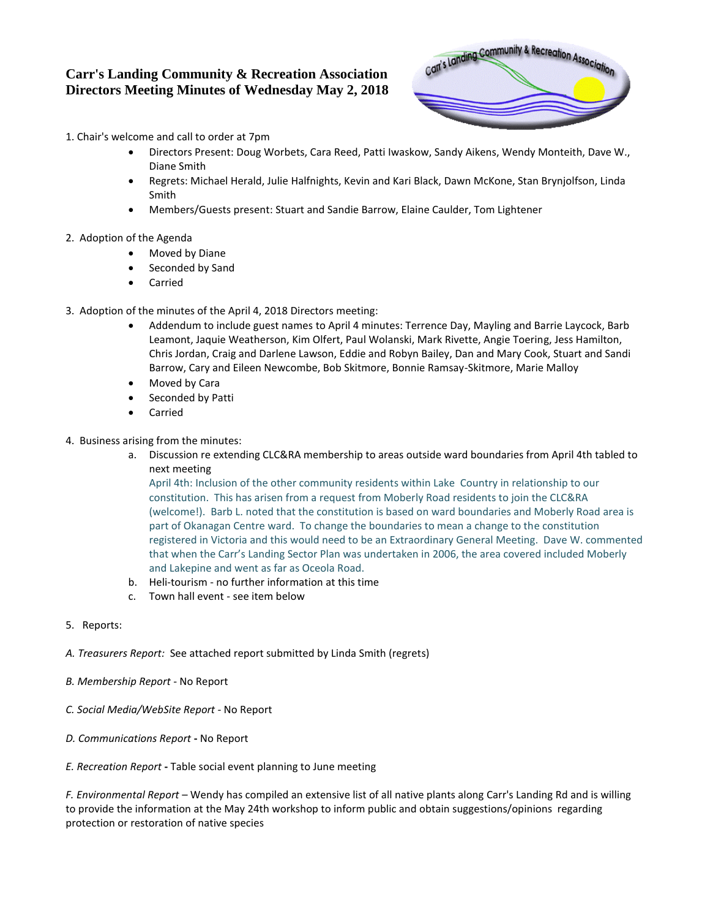# Carr's Landing Community & Recreation Association
## Directors Meeting Minutes of Wednesday May 2, 2018

1. Chair's welcome and call to order at 7pm
    - Directors Present: Doug Worbets, Cara Reed, Patti Iwaskow, Sandy Aikens, Wendy Monteith, Dave W., Diane Smith
    - Regrets: Michael Herald, Julie Halfnights, Kevin and Kari Black, Dawn McKone, Stan Brynjolfson, Linda Smith
    - Members/Guests present: Stuart and Sandie Barrow, Elaine Caulder, Tom Lightener

2. Adoption of the Agenda
    - Moved by Diane
    - Seconded by Sand
    - Carried

3. Adoption of the minutes of the April 4, 2018 Directors meeting:
    - Addendum to include guest names to April 4 minutes: Terrence Day, Mayling and Barrie Laycock, Barb Leamont, Jaquie Weatherson, Kim Olfert, Paul Wolanski, Mark Rivette, Angie Toering, Jess Hamilton, Chris Jordan, Craig and Darlene Lawson, Eddie and Robyn Bailey, Dan and Mary Cook, Stuart and Sandi Barrow, Cary and Eileen Newcombe, Bob Skitmore, Bonnie Ramsay-Skitmore, Marie Malloy
    - Moved by Cara
    - Seconded by Patti
    - Carried

4. Business arising from the minutes:
    a. Discussion re extending CLC&RA membership to areas outside ward boundaries from April 4th tabled to next meeting
       April 4th: Inclusion of the other community residents within Lake Country in relationship to our constitution. This has arisen from a request from Moberly Road residents to join the CLC&RA (welcome!). Barb L. noted that the constitution is based on ward boundaries and Moberly Road area is part of Okanagan Centre ward. To change the boundaries to mean a change to the constitution registered in Victoria and this would need to be an Extraordinary General Meeting. Dave W. commented that when the Carr's Landing Sector Plan was undertaken in 2006, the area covered included Moberly and Lakepine and went as far as Oceola Road.
    b. Heli-tourism - no further information at this time
    c. Town hall event - see item below

5. Reports:

*A. Treasurers Report:* See attached report submitted by Linda Smith (regrets)

*B. Membership Report* - No Report

*C. Social Media/WebSite Report* - No Report

*D. Communications Report* **-** No Report

*E. Recreation Report* **-** Table social event planning to June meeting

*F. Environmental Report* – Wendy has compiled an extensive list of all native plants along Carr's Landing Rd and is willing to provide the information at the May 24th workshop to inform public and obtain suggestions/opinions regarding protection or restoration of native species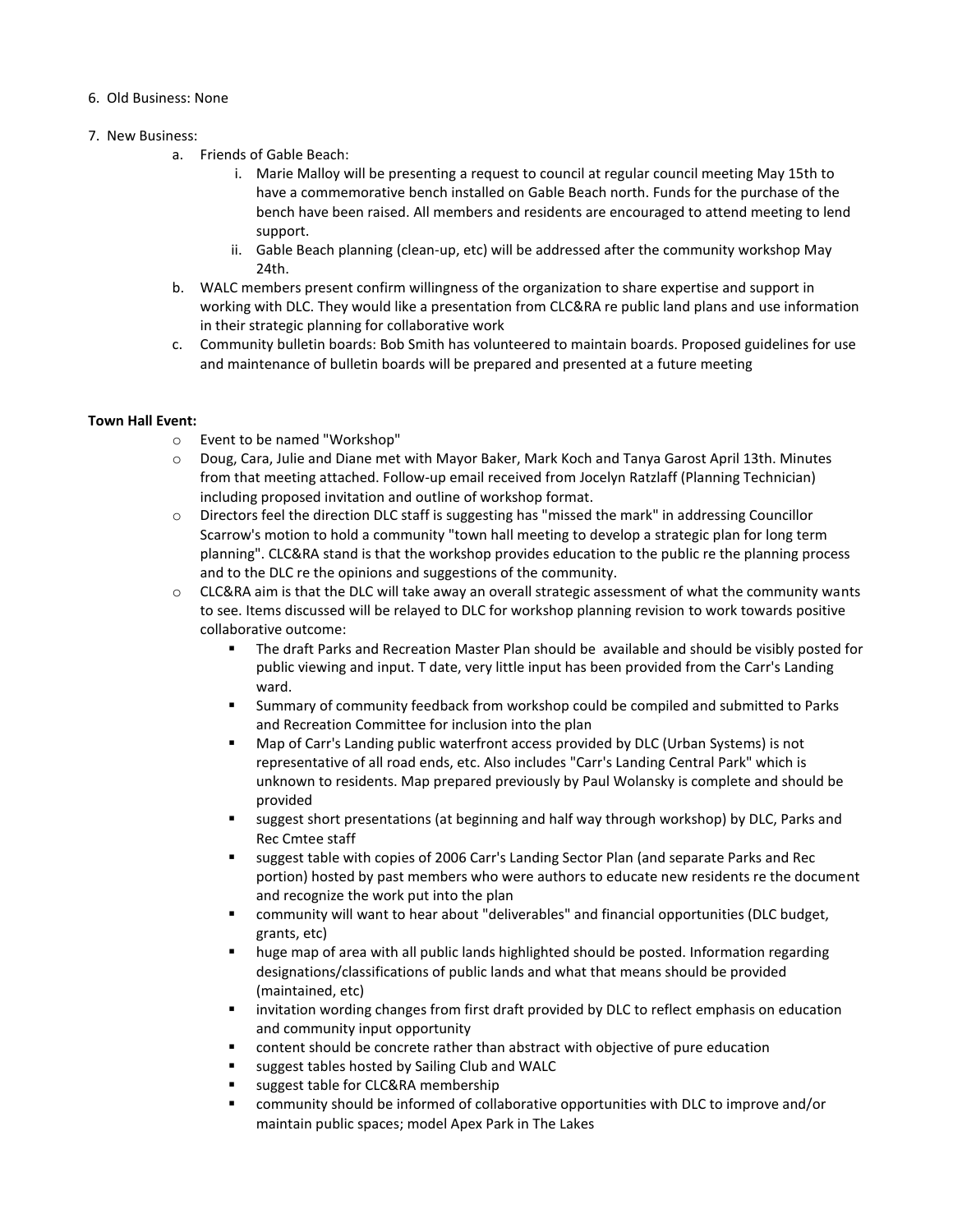6. Old Business: None

7. New Business:
    a. Friends of Gable Beach:
        i. Marie Malloy will be presenting a request to council at regular council meeting May 15th to have a commemorative bench installed on Gable Beach north. Funds for the purchase of the bench have been raised. All members and residents are encouraged to attend meeting to lend support.
        ii. Gable Beach planning (clean-up, etc) will be addressed after the community workshop May 24th.
    b. WALC members present confirm willingness of the organization to share expertise and support in working with DLC. They would like a presentation from CLC&RA re public land plans and use information in their strategic planning for collaborative work
    c. Community bulletin boards: Bob Smith has volunteered to maintain boards. Proposed guidelines for use and maintenance of bulletin boards will be prepared and presented at a future meeting

**Town Hall Event:**

- Event to be named "Workshop"
- Doug, Cara, Julie and Diane met with Mayor Baker, Mark Koch and Tanya Garost April 13th. Minutes from that meeting attached. Follow-up email received from Jocelyn Ratzlaff (Planning Technician) including proposed invitation and outline of workshop format.
- Directors feel the direction DLC staff is suggesting has "missed the mark" in addressing Councillor Scarrow's motion to hold a community "town hall meeting to develop a strategic plan for long term planning". CLC&RA stand is that the workshop provides education to the public re the planning process and to the DLC re the opinions and suggestions of the community.
- CLC&RA aim is that the DLC will take away an overall strategic assessment of what the community wants to see. Items discussed will be relayed to DLC for workshop planning revision to work towards positive collaborative outcome:
    - The draft Parks and Recreation Master Plan should be available and should be visibly posted for public viewing and input. T date, very little input has been provided from the Carr's Landing ward.
    - Summary of community feedback from workshop could be compiled and submitted to Parks and Recreation Committee for inclusion into the plan
    - Map of Carr's Landing public waterfront access provided by DLC (Urban Systems) is not representative of all road ends, etc. Also includes "Carr's Landing Central Park" which is unknown to residents. Map prepared previously by Paul Wolansky is complete and should be provided
    - suggest short presentations (at beginning and half way through workshop) by DLC, Parks and Rec Cmtee staff
    - suggest table with copies of 2006 Carr's Landing Sector Plan (and separate Parks and Rec portion) hosted by past members who were authors to educate new residents re the document and recognize the work put into the plan
    - community will want to hear about "deliverables" and financial opportunities (DLC budget, grants, etc)
    - huge map of area with all public lands highlighted should be posted. Information regarding designations/classifications of public lands and what that means should be provided (maintained, etc)
    - invitation wording changes from first draft provided by DLC to reflect emphasis on education and community input opportunity
    - content should be concrete rather than abstract with objective of pure education
    - suggest tables hosted by Sailing Club and WALC
    - suggest table for CLC&RA membership
    - community should be informed of collaborative opportunities with DLC to improve and/or maintain public spaces; model Apex Park in The Lakes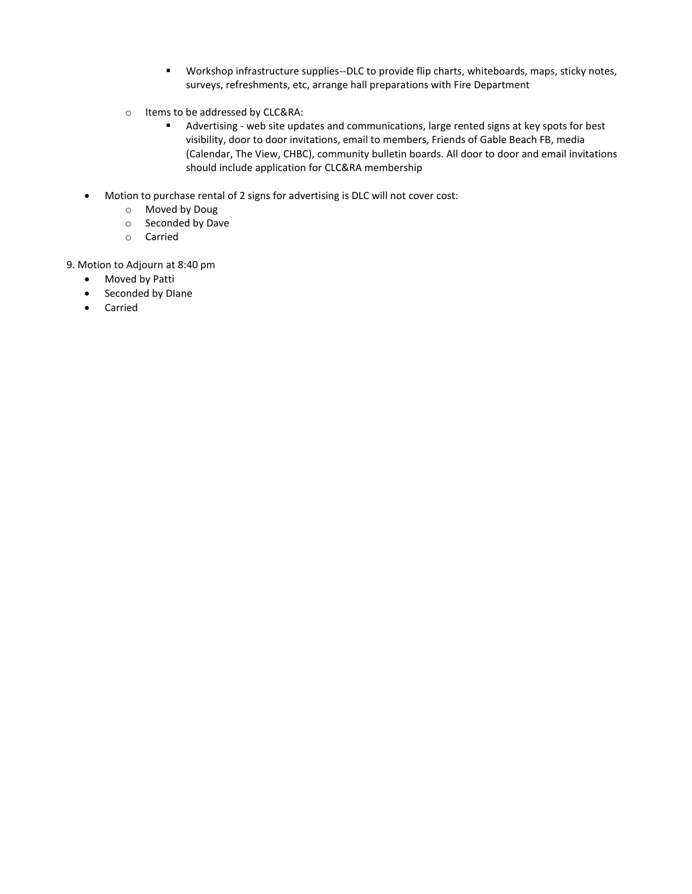- Workshop infrastructure supplies--DLC to provide flip charts, whiteboards, maps, sticky notes, surveys, refreshments, etc, arrange hall preparations with Fire Department
    - Items to be addressed by CLC&RA:
        - Advertising - web site updates and communications, large rented signs at key spots for best visibility, door to door invitations, email to members, Friends of Gable Beach FB, media (Calendar, The View, CHBC), community bulletin boards. All door to door and email invitations should include application for CLC&RA membership

- Motion to purchase rental of 2 signs for advertising is DLC will not cover cost:
    - Moved by Doug
    - Seconded by Dave
    - Carried

9. Motion to Adjourn at 8:40 pm
    - Moved by Patti
    - Seconded by DIane
    - Carried